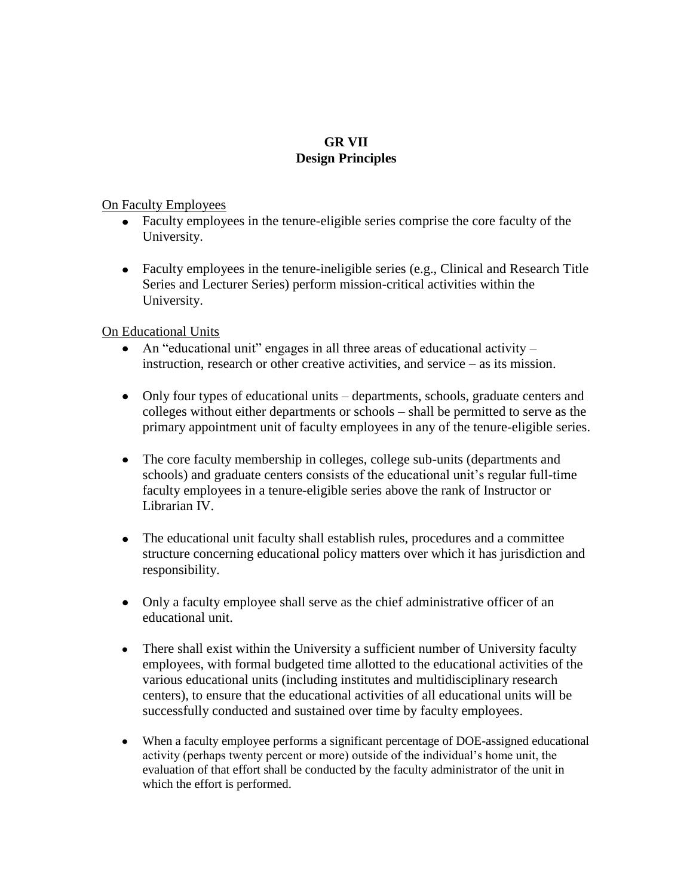# GR VII
# Design Principles

On Faculty Employees

- Faculty employees in the tenure-eligible series comprise the core faculty of the University.

- Faculty employees in the tenure-ineligible series (e.g., Clinical and Research Title Series and Lecturer Series) perform mission-critical activities within the University.

On Educational Units

- An "educational unit" engages in all three areas of educational activity – instruction, research or other creative activities, and service – as its mission.

- Only four types of educational units – departments, schools, graduate centers and colleges without either departments or schools – shall be permitted to serve as the primary appointment unit of faculty employees in any of the tenure-eligible series.

- The core faculty membership in colleges, college sub-units (departments and schools) and graduate centers consists of the educational unit's regular full-time faculty employees in a tenure-eligible series above the rank of Instructor or Librarian IV.

- The educational unit faculty shall establish rules, procedures and a committee structure concerning educational policy matters over which it has jurisdiction and responsibility.

- Only a faculty employee shall serve as the chief administrative officer of an educational unit.

- There shall exist within the University a sufficient number of University faculty employees, with formal budgeted time allotted to the educational activities of the various educational units (including institutes and multidisciplinary research centers), to ensure that the educational activities of all educational units will be successfully conducted and sustained over time by faculty employees.

- When a faculty employee performs a significant percentage of DOE-assigned educational activity (perhaps twenty percent or more) outside of the individual's home unit, the evaluation of that effort shall be conducted by the faculty administrator of the unit in which the effort is performed.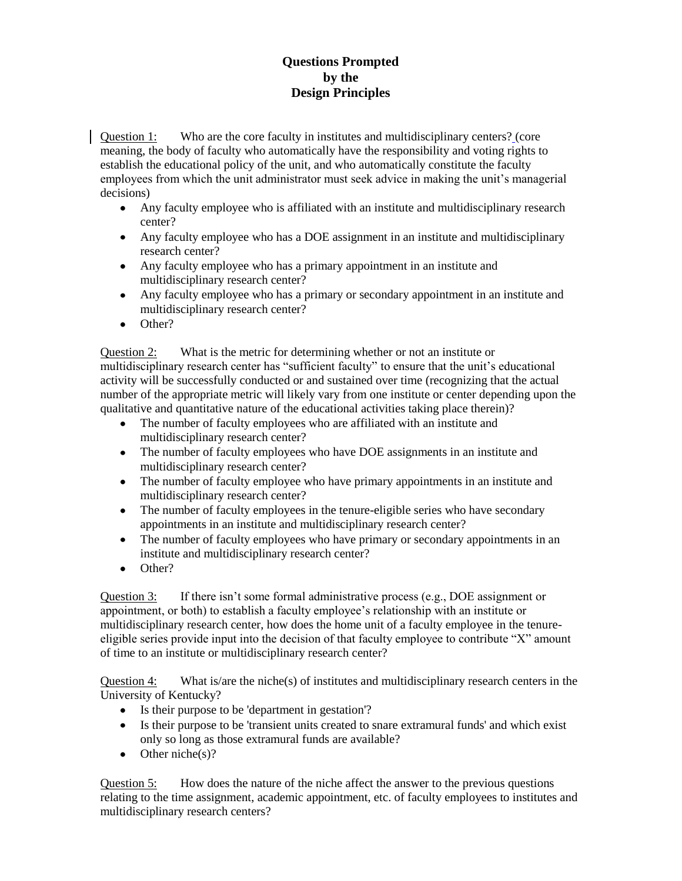# Questions Prompted by the Design Principles

Question 1: Who are the core faculty in institutes and multidisciplinary centers? (core meaning, the body of faculty who automatically have the responsibility and voting rights to establish the educational policy of the unit, and who automatically constitute the faculty employees from which the unit administrator must seek advice in making the unit's managerial decisions)

- Any faculty employee who is affiliated with an institute and multidisciplinary research center?
- Any faculty employee who has a DOE assignment in an institute and multidisciplinary research center?
- Any faculty employee who has a primary appointment in an institute and multidisciplinary research center?
- Any faculty employee who has a primary or secondary appointment in an institute and multidisciplinary research center?
- Other?

Question 2: What is the metric for determining whether or not an institute or multidisciplinary research center has "sufficient faculty" to ensure that the unit's educational activity will be successfully conducted or and sustained over time (recognizing that the actual number of the appropriate metric will likely vary from one institute or center depending upon the qualitative and quantitative nature of the educational activities taking place therein)?

- The number of faculty employees who are affiliated with an institute and multidisciplinary research center?
- The number of faculty employees who have DOE assignments in an institute and multidisciplinary research center?
- The number of faculty employee who have primary appointments in an institute and multidisciplinary research center?
- The number of faculty employees in the tenure-eligible series who have secondary appointments in an institute and multidisciplinary research center?
- The number of faculty employees who have primary or secondary appointments in an institute and multidisciplinary research center?
- Other?

Question 3: If there isn't some formal administrative process (e.g., DOE assignment or appointment, or both) to establish a faculty employee's relationship with an institute or multidisciplinary research center, how does the home unit of a faculty employee in the tenure-eligible series provide input into the decision of that faculty employee to contribute "X" amount of time to an institute or multidisciplinary research center?

Question 4: What is/are the niche(s) of institutes and multidisciplinary research centers in the University of Kentucky?

- Is their purpose to be 'department in gestation'?
- Is their purpose to be 'transient units created to snare extramural funds' and which exist only so long as those extramural funds are available?
- Other niche(s)?

Question 5: How does the nature of the niche affect the answer to the previous questions relating to the time assignment, academic appointment, etc. of faculty employees to institutes and multidisciplinary research centers?